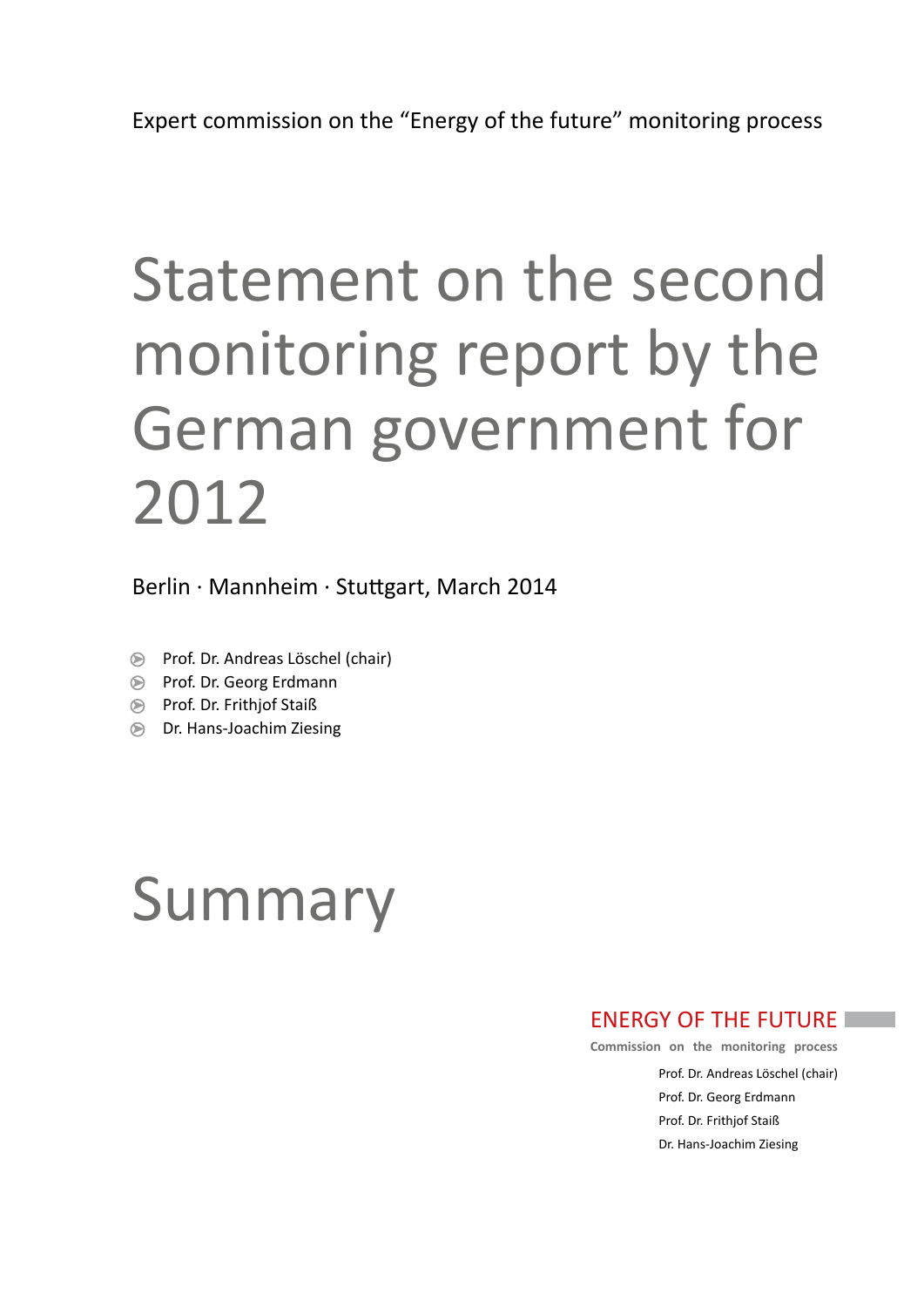Expert commission on the "Energy of the future" monitoring process

# Statement on the second monitoring report by the German government for 2012

Berlin · Mannheim · Stuttgart, March 2014

- Prof. Dr. Andreas Löschel (chair)
- Prof. Dr. Georg Erdmann
- Prof. Dr. Frithjof Staiß
- Dr. Hans-Joachim Ziesing

# Summary

ENERGY OF THE FUTURE

Commission on the monitoring process

Prof. Dr. Andreas Löschel (chair)
Prof. Dr. Georg Erdmann
Prof. Dr. Frithjof Staiß
Dr. Hans-Joachim Ziesing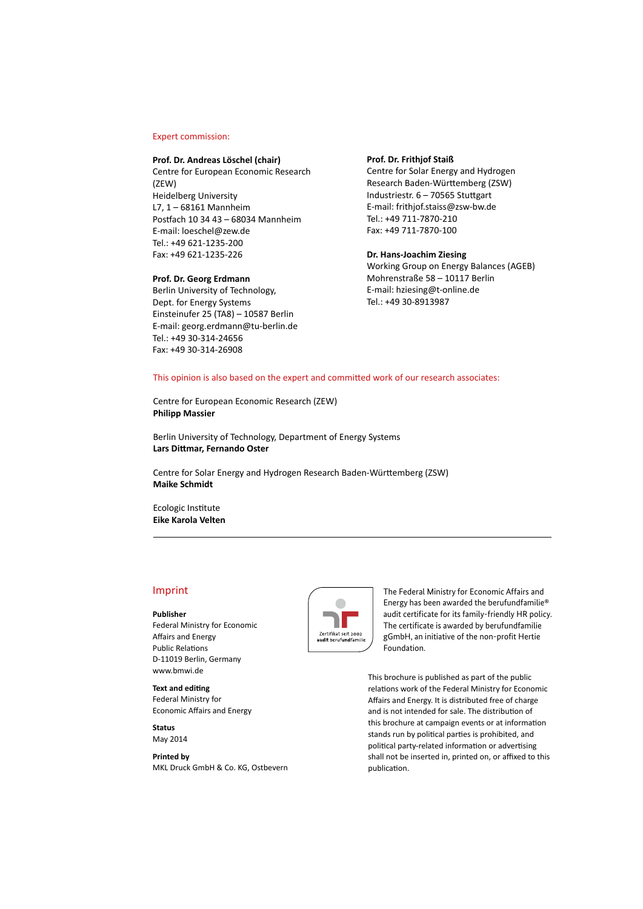Expert commission:

**Prof. Dr. Andreas Löschel (chair)**
Centre for European Economic Research (ZEW)
Heidelberg University
L7, 1 – 68161 Mannheim
Postfach 10 34 43 – 68034 Mannheim
E-mail: loeschel@zew.de
Tel.: +49 621-1235-200
Fax: +49 621-1235-226

**Prof. Dr. Georg Erdmann**
Berlin University of Technology,
Dept. for Energy Systems
Einsteinufer 25 (TA8) – 10587 Berlin
E-mail: georg.erdmann@tu-berlin.de
Tel.: +49 30-314-24656
Fax: +49 30-314-26908

**Prof. Dr. Frithjof Staiß**
Centre for Solar Energy and Hydrogen Research Baden-Württemberg (ZSW)
Industriestr. 6 – 70565 Stuttgart
E-mail: frithjof.staiss@zsw-bw.de
Tel.: +49 711-7870-210
Fax: +49 711-7870-100

**Dr. Hans-Joachim Ziesing**
Working Group on Energy Balances (AGEB)
Mohrenstraße 58 – 10117 Berlin
E-mail: hziesing@t-online.de
Tel.: +49 30-8913987

This opinion is also based on the expert and committed work of our research associates:

Centre for European Economic Research (ZEW)
**Philipp Massier**

Berlin University of Technology, Department of Energy Systems
**Lars Dittmar, Fernando Oster**

Centre for Solar Energy and Hydrogen Research Baden-Württemberg (ZSW)
**Maike Schmidt**

Ecologic Institute
**Eike Karola Velten**

---

## Imprint

**Publisher**
Federal Ministry for Economic Affairs and Energy
Public Relations
D-11019 Berlin, Germany
www.bmwi.de

**Text and editing**
Federal Ministry for Economic Affairs and Energy

**Status**
May 2014

**Printed by**
MKL Druck GmbH & Co. KG, Ostbevern

Zertifikat seit 2002
audit berufundfamilie

The Federal Ministry for Economic Affairs and Energy has been awarded the berufundfamilie® audit certificate for its family-friendly HR policy. The certificate is awarded by berufundfamilie gGmbH, an initiative of the non-profit Hertie Foundation.

This brochure is published as part of the public relations work of the Federal Ministry for Economic Affairs and Energy. It is distributed free of charge and is not intended for sale. The distribution of this brochure at campaign events or at information stands run by political parties is prohibited, and political party-related information or advertising shall not be inserted in, printed on, or affixed to this publication.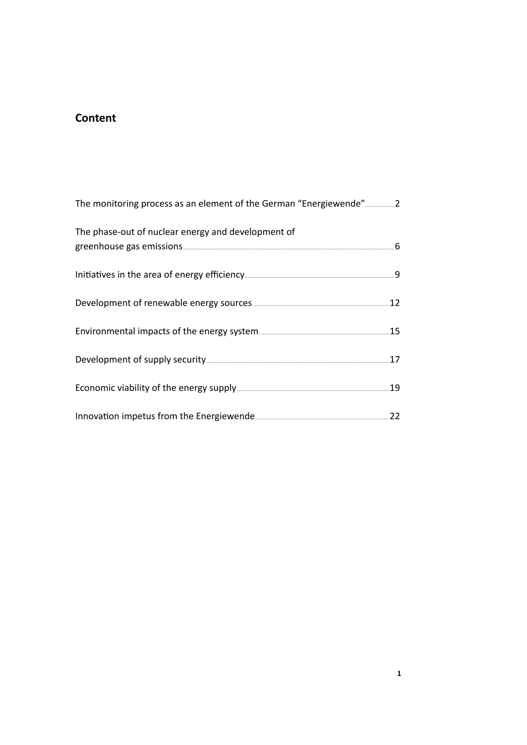## Content

| | |
|---|---|
| The monitoring process as an element of the German “Energiewende” | 2 |
| The phase-out of nuclear energy and development of greenhouse gas emissions | 6 |
| Initiatives in the area of energy efficiency | 9 |
| Development of renewable energy sources | 12 |
| Environmental impacts of the energy system | 15 |
| Development of supply security | 17 |
| Economic viability of the energy supply | 19 |
| Innovation impetus from the Energiewende | 22 |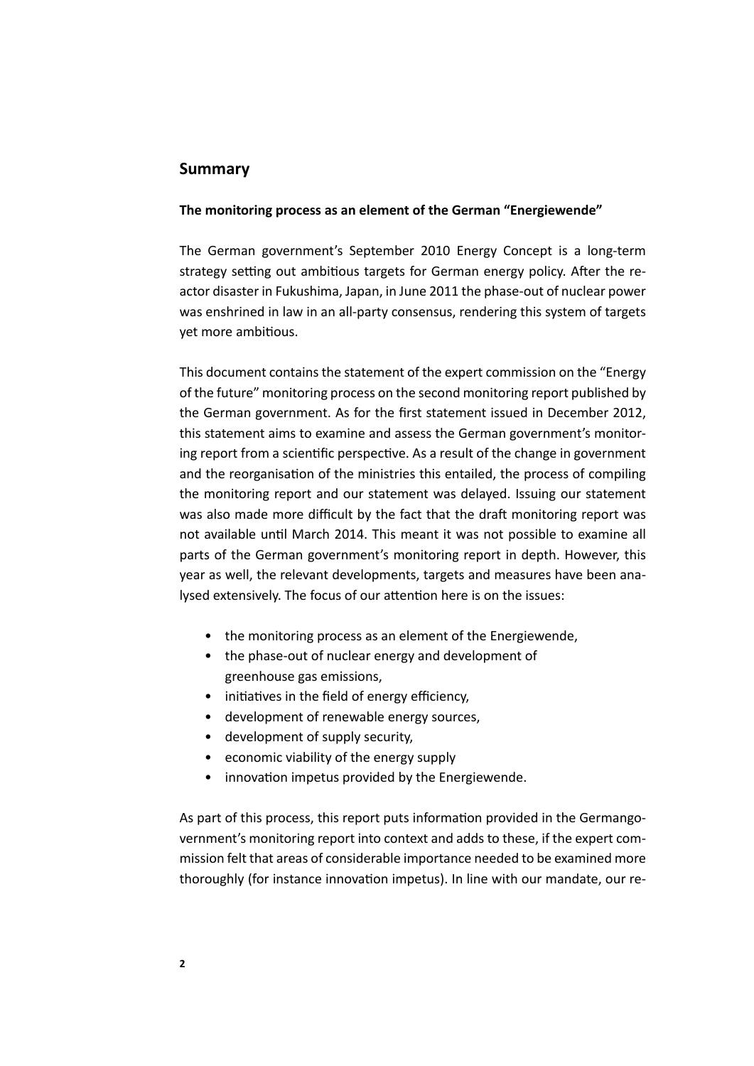## Summary

**The monitoring process as an element of the German "Energiewende"**

The German government's September 2010 Energy Concept is a long-term strategy setting out ambitious targets for German energy policy. After the reactor disaster in Fukushima, Japan, in June 2011 the phase-out of nuclear power was enshrined in law in an all-party consensus, rendering this system of targets yet more ambitious.

This document contains the statement of the expert commission on the "Energy of the future" monitoring process on the second monitoring report published by the German government. As for the first statement issued in December 2012, this statement aims to examine and assess the German government's monitoring report from a scientific perspective. As a result of the change in government and the reorganisation of the ministries this entailed, the process of compiling the monitoring report and our statement was delayed. Issuing our statement was also made more difficult by the fact that the draft monitoring report was not available until March 2014. This meant it was not possible to examine all parts of the German government's monitoring report in depth. However, this year as well, the relevant developments, targets and measures have been analysed extensively. The focus of our attention here is on the issues:

- the monitoring process as an element of the Energiewende,
- the phase-out of nuclear energy and development of greenhouse gas emissions,
- initiatives in the field of energy efficiency,
- development of renewable energy sources,
- development of supply security,
- economic viability of the energy supply
- innovation impetus provided by the Energiewende.

As part of this process, this report puts information provided in the Germangovernment's monitoring report into context and adds to these, if the expert commission felt that areas of considerable importance needed to be examined more thoroughly (for instance innovation impetus). In line with our mandate, our re-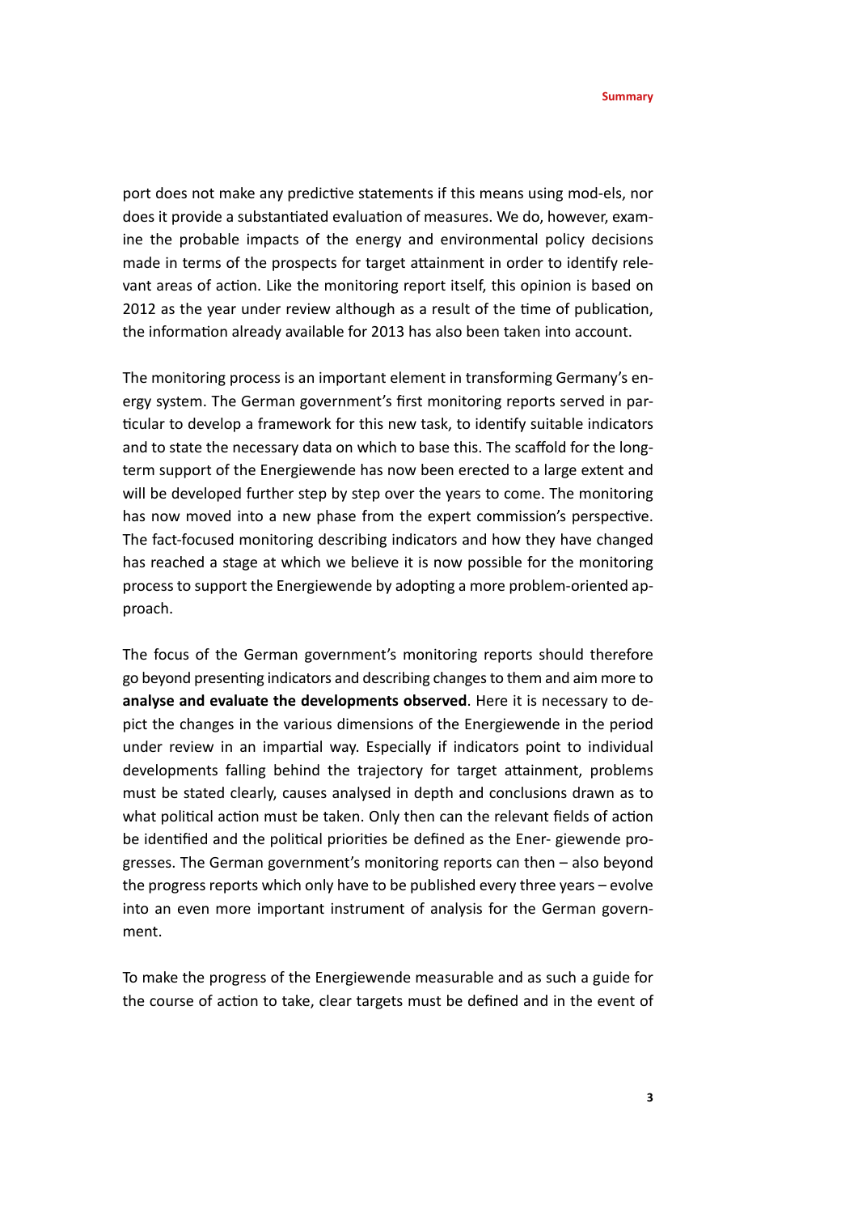port does not make any predictive statements if this means using mod-els, nor does it provide a substantiated evaluation of measures. We do, however, examine the probable impacts of the energy and environmental policy decisions made in terms of the prospects for target attainment in order to identify relevant areas of action. Like the monitoring report itself, this opinion is based on 2012 as the year under review although as a result of the time of publication, the information already available for 2013 has also been taken into account.

The monitoring process is an important element in transforming Germany's energy system. The German government's first monitoring reports served in particular to develop a framework for this new task, to identify suitable indicators and to state the necessary data on which to base this. The scaffold for the long-term support of the Energiewende has now been erected to a large extent and will be developed further step by step over the years to come. The monitoring has now moved into a new phase from the expert commission's perspective. The fact-focused monitoring describing indicators and how they have changed has reached a stage at which we believe it is now possible for the monitoring process to support the Energiewende by adopting a more problem-oriented approach.

The focus of the German government's monitoring reports should therefore go beyond presenting indicators and describing changes to them and aim more to **analyse and evaluate the developments observed**. Here it is necessary to depict the changes in the various dimensions of the Energiewende in the period under review in an impartial way. Especially if indicators point to individual developments falling behind the trajectory for target attainment, problems must be stated clearly, causes analysed in depth and conclusions drawn as to what political action must be taken. Only then can the relevant fields of action be identified and the political priorities be defined as the Ener- giewende progresses. The German government's monitoring reports can then – also beyond the progress reports which only have to be published every three years – evolve into an even more important instrument of analysis for the German government.

To make the progress of the Energiewende measurable and as such a guide for the course of action to take, clear targets must be defined and in the event of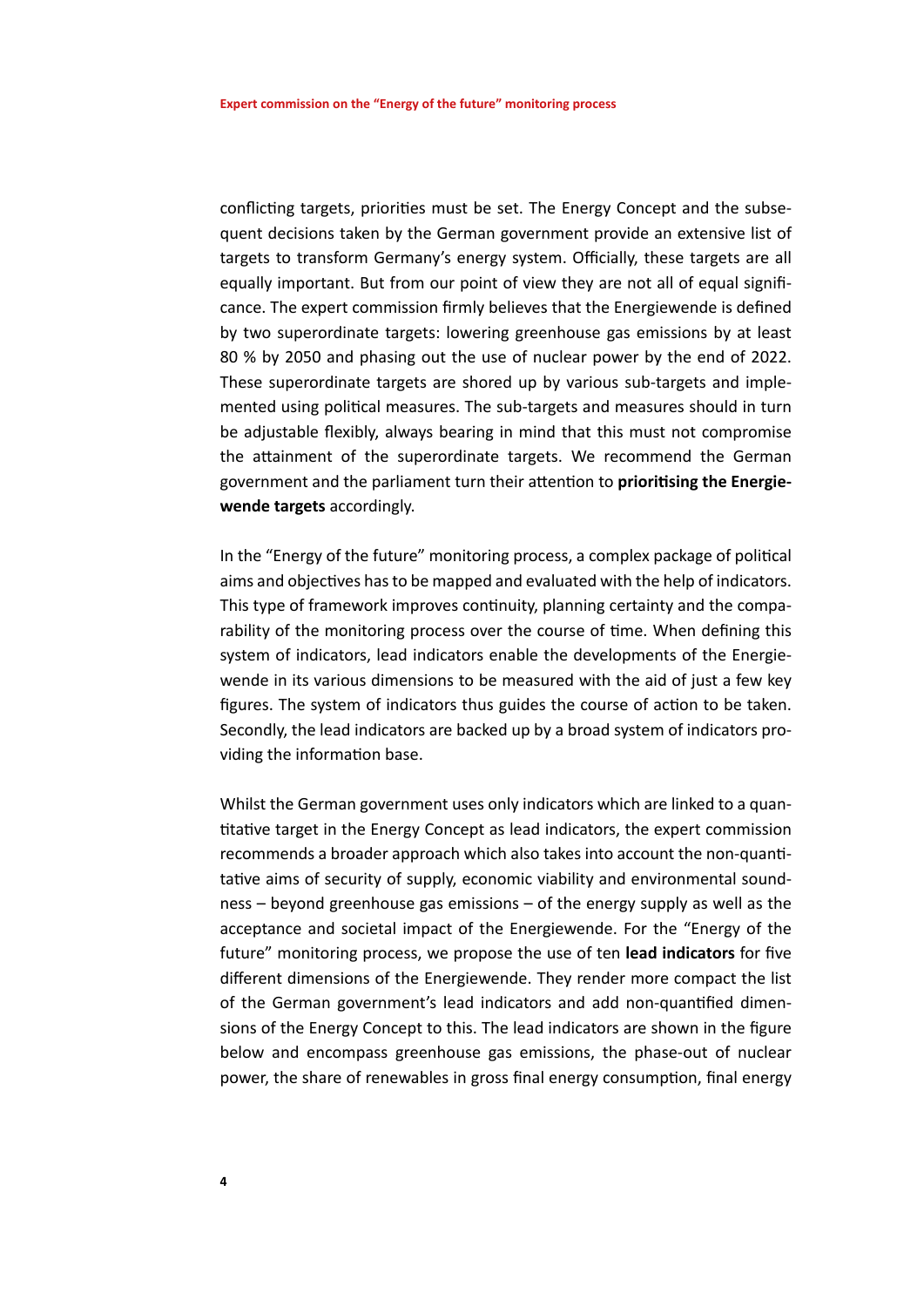conflicting targets, priorities must be set. The Energy Concept and the subsequent decisions taken by the German government provide an extensive list of targets to transform Germany's energy system. Officially, these targets are all equally important. But from our point of view they are not all of equal significance. The expert commission firmly believes that the Energiewende is defined by two superordinate targets: lowering greenhouse gas emissions by at least 80 % by 2050 and phasing out the use of nuclear power by the end of 2022. These superordinate targets are shored up by various sub-targets and implemented using political measures. The sub-targets and measures should in turn be adjustable flexibly, always bearing in mind that this must not compromise the attainment of the superordinate targets. We recommend the German government and the parliament turn their attention to **prioritising the Energiewende targets** accordingly.

In the "Energy of the future" monitoring process, a complex package of political aims and objectives has to be mapped and evaluated with the help of indicators. This type of framework improves continuity, planning certainty and the comparability of the monitoring process over the course of time. When defining this system of indicators, lead indicators enable the developments of the Energiewende in its various dimensions to be measured with the aid of just a few key figures. The system of indicators thus guides the course of action to be taken. Secondly, the lead indicators are backed up by a broad system of indicators providing the information base.

Whilst the German government uses only indicators which are linked to a quantitative target in the Energy Concept as lead indicators, the expert commission recommends a broader approach which also takes into account the non-quantitative aims of security of supply, economic viability and environmental soundness – beyond greenhouse gas emissions – of the energy supply as well as the acceptance and societal impact of the Energiewende. For the "Energy of the future" monitoring process, we propose the use of ten **lead indicators** for five different dimensions of the Energiewende. They render more compact the list of the German government's lead indicators and add non-quantified dimensions of the Energy Concept to this. The lead indicators are shown in the figure below and encompass greenhouse gas emissions, the phase-out of nuclear power, the share of renewables in gross final energy consumption, final energy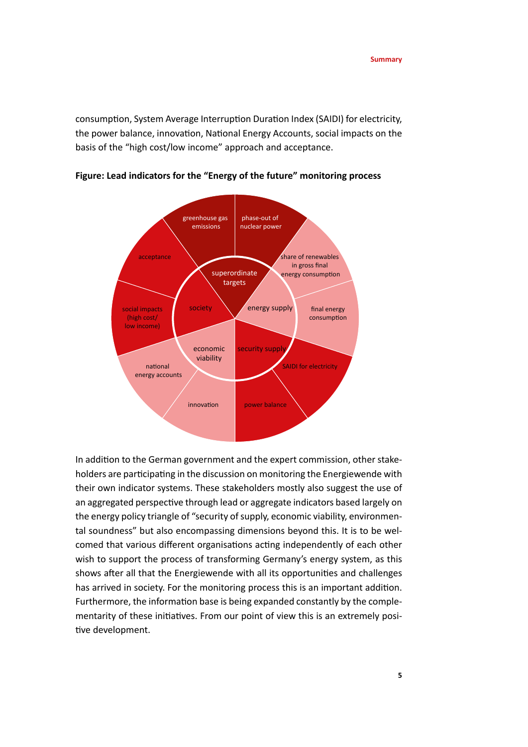consumption, System Average Interruption Duration Index (SAIDI) for electricity, the power balance, innovation, National Energy Accounts, social impacts on the basis of the "high cost/low income" approach and acceptance.

**Figure: Lead indicators for the "Energy of the future" monitoring process**

In addition to the German government and the expert commission, other stakeholders are participating in the discussion on monitoring the Energiewende with their own indicator systems. These stakeholders mostly also suggest the use of an aggregated perspective through lead or aggregate indicators based largely on the energy policy triangle of "security of supply, economic viability, environmental soundness" but also encompassing dimensions beyond this. It is to be welcomed that various different organisations acting independently of each other wish to support the process of transforming Germany's energy system, as this shows after all that the Energiewende with all its opportunities and challenges has arrived in society. For the monitoring process this is an important addition. Furthermore, the information base is being expanded constantly by the complementarity of these initiatives. From our point of view this is an extremely positive development.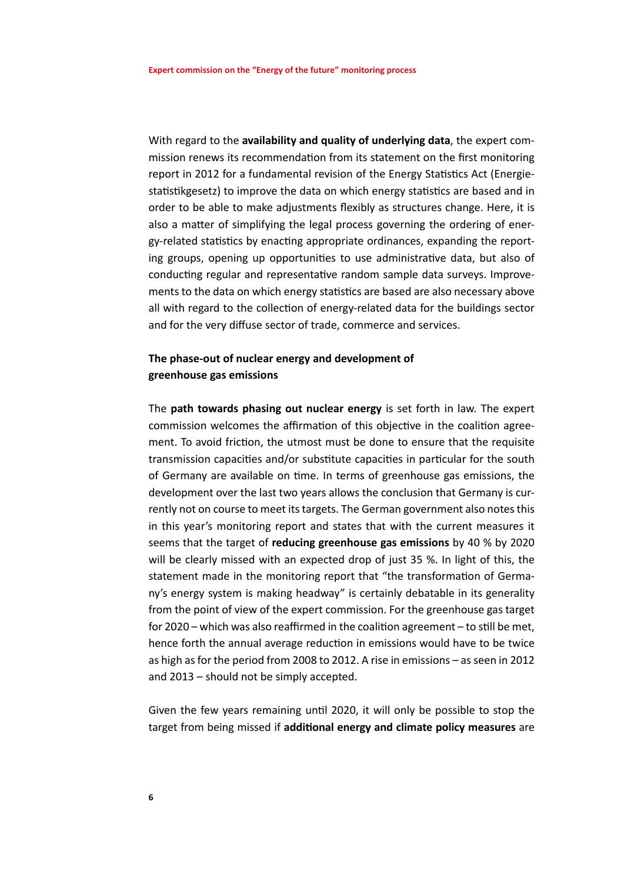With regard to the **availability and quality of underlying data**, the expert commission renews its recommendation from its statement on the first monitoring report in 2012 for a fundamental revision of the Energy Statistics Act (Energiestatistikgesetz) to improve the data on which energy statistics are based and in order to be able to make adjustments flexibly as structures change. Here, it is also a matter of simplifying the legal process governing the ordering of energy-related statistics by enacting appropriate ordinances, expanding the reporting groups, opening up opportunities to use administrative data, but also of conducting regular and representative random sample data surveys. Improvements to the data on which energy statistics are based are also necessary above all with regard to the collection of energy-related data for the buildings sector and for the very diffuse sector of trade, commerce and services.

### The phase-out of nuclear energy and development of greenhouse gas emissions

The **path towards phasing out nuclear energy** is set forth in law. The expert commission welcomes the affirmation of this objective in the coalition agreement. To avoid friction, the utmost must be done to ensure that the requisite transmission capacities and/or substitute capacities in particular for the south of Germany are available on time. In terms of greenhouse gas emissions, the development over the last two years allows the conclusion that Germany is currently not on course to meet its targets. The German government also notes this in this year's monitoring report and states that with the current measures it seems that the target of **reducing greenhouse gas emissions** by 40 % by 2020 will be clearly missed with an expected drop of just 35 %. In light of this, the statement made in the monitoring report that "the transformation of Germany's energy system is making headway" is certainly debatable in its generality from the point of view of the expert commission. For the greenhouse gas target for 2020 – which was also reaffirmed in the coalition agreement – to still be met, hence forth the annual average reduction in emissions would have to be twice as high as for the period from 2008 to 2012. A rise in emissions – as seen in 2012 and 2013 – should not be simply accepted.

Given the few years remaining until 2020, it will only be possible to stop the target from being missed if **additional energy and climate policy measures** are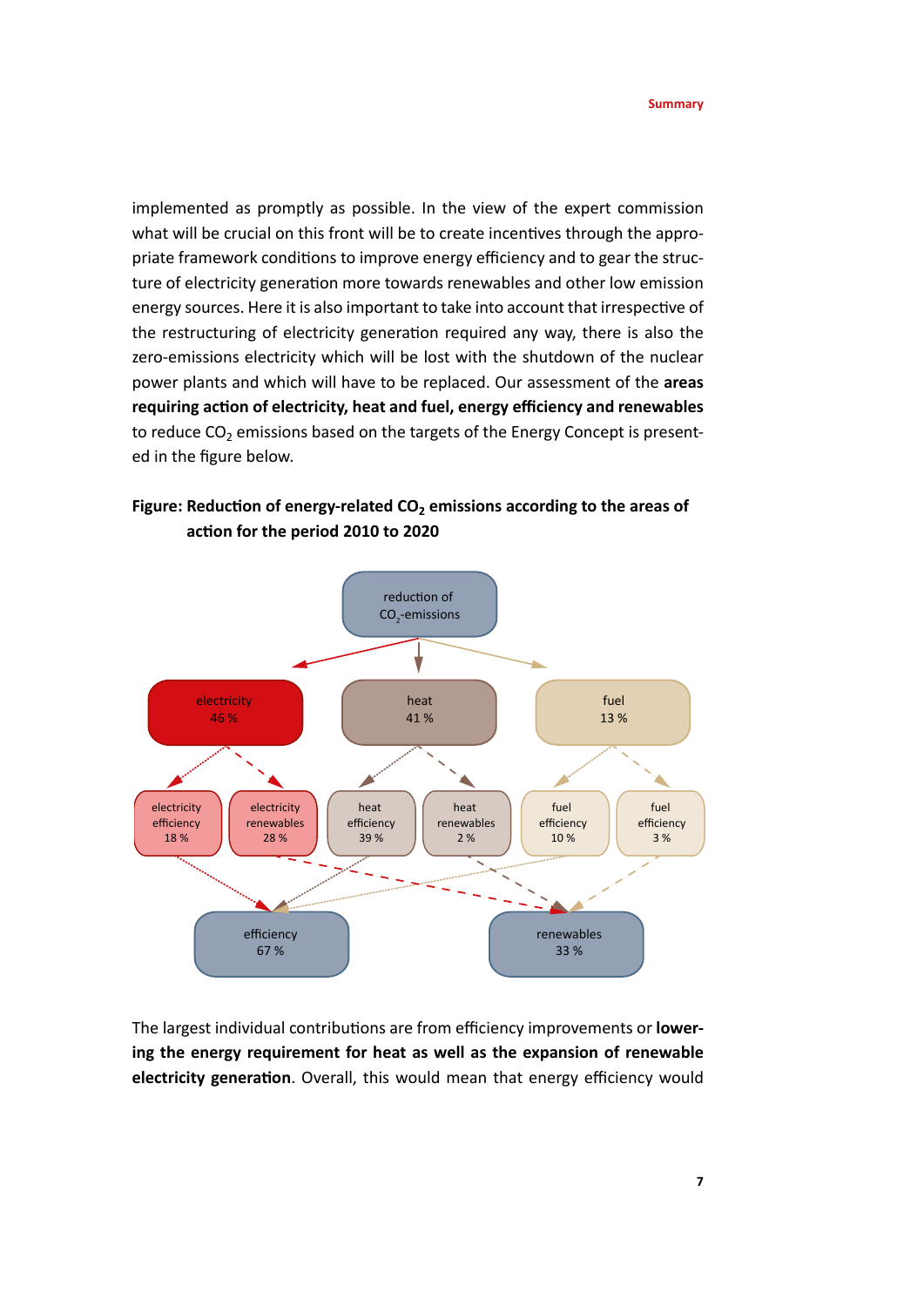implemented as promptly as possible. In the view of the expert commission what will be crucial on this front will be to create incentives through the appropriate framework conditions to improve energy efficiency and to gear the structure of electricity generation more towards renewables and other low emission energy sources. Here it is also important to take into account that irrespective of the restructuring of electricity generation required any way, there is also the zero-emissions electricity which will be lost with the shutdown of the nuclear power plants and which will have to be replaced. Our assessment of the **areas requiring action of electricity, heat and fuel, energy efficiency and renewables** to reduce $CO_2$ emissions based on the targets of the Energy Concept is presented in the figure below.

**Figure: Reduction of energy-related $CO_2$ emissions according to the areas of action for the period 2010 to 2020**

reduction of $CO_2$-emissions

electricity 46 % | heat 41 % | fuel 13 %

electricity efficiency 18 % | electricity renewables 28 % | heat efficiency 39 % | heat renewables 2 % | fuel efficiency 10 % | fuel efficiency 3 %

efficiency 67 % | renewables 33 %

The largest individual contributions are from efficiency improvements or **lowering the energy requirement for heat as well as the expansion of renewable electricity generation**. Overall, this would mean that energy efficiency would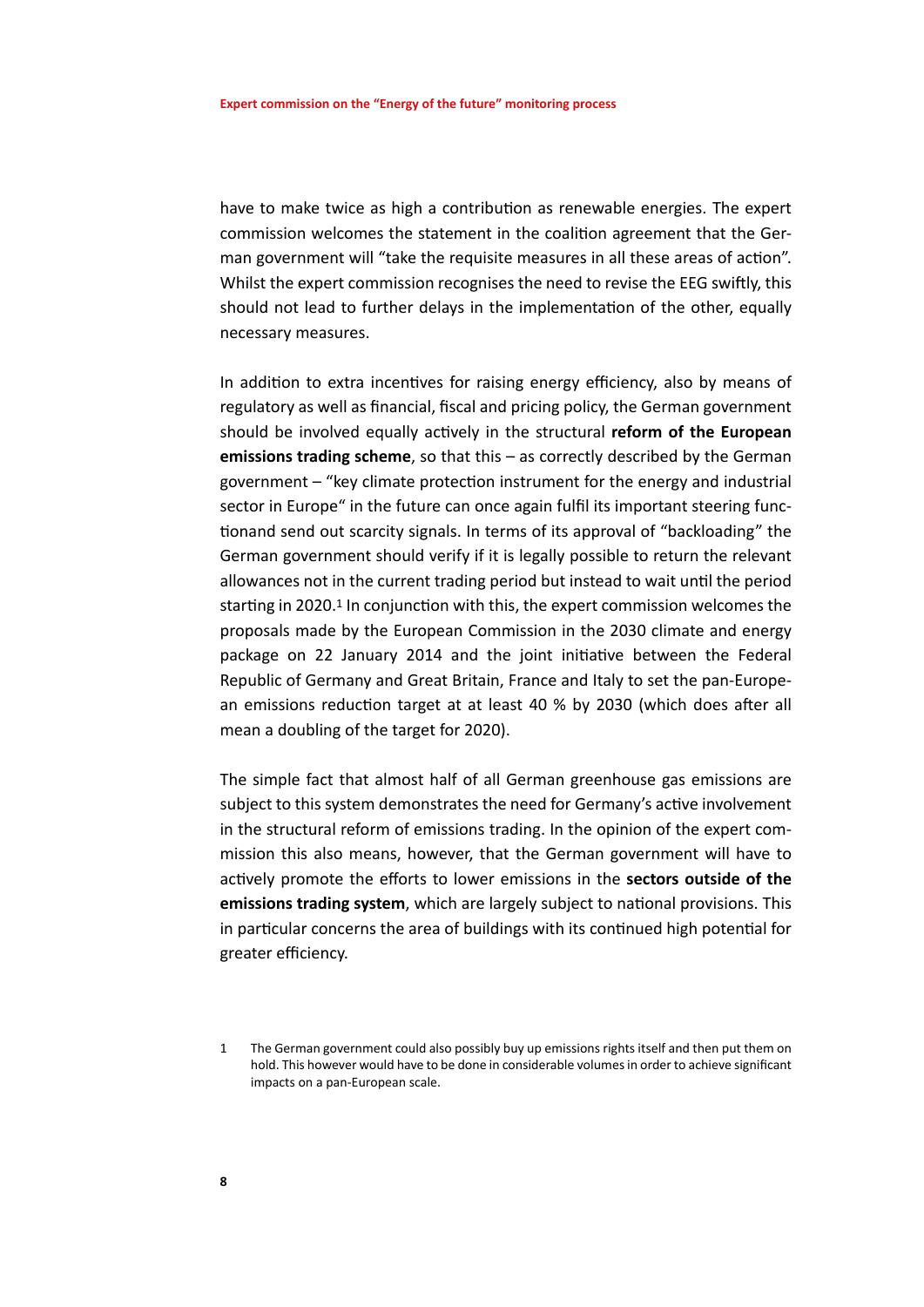have to make twice as high a contribution as renewable energies. The expert commission welcomes the statement in the coalition agreement that the German government will "take the requisite measures in all these areas of action". Whilst the expert commission recognises the need to revise the EEG swiftly, this should not lead to further delays in the implementation of the other, equally necessary measures.

In addition to extra incentives for raising energy efficiency, also by means of regulatory as well as financial, fiscal and pricing policy, the German government should be involved equally actively in the structural **reform of the European emissions trading scheme**, so that this – as correctly described by the German government – "key climate protection instrument for the energy and industrial sector in Europe" in the future can once again fulfil its important steering functionand send out scarcity signals. In terms of its approval of "backloading" the German government should verify if it is legally possible to return the relevant allowances not in the current trading period but instead to wait until the period starting in 2020.[1] In conjunction with this, the expert commission welcomes the proposals made by the European Commission in the 2030 climate and energy package on 22 January 2014 and the joint initiative between the Federal Republic of Germany and Great Britain, France and Italy to set the pan-European emissions reduction target at at least 40 % by 2030 (which does after all mean a doubling of the target for 2020).

The simple fact that almost half of all German greenhouse gas emissions are subject to this system demonstrates the need for Germany's active involvement in the structural reform of emissions trading. In the opinion of the expert commission this also means, however, that the German government will have to actively promote the efforts to lower emissions in the **sectors outside of the emissions trading system**, which are largely subject to national provisions. This in particular concerns the area of buildings with its continued high potential for greater efficiency.

1 The German government could also possibly buy up emissions rights itself and then put them on hold. This however would have to be done in considerable volumes in order to achieve significant impacts on a pan-European scale.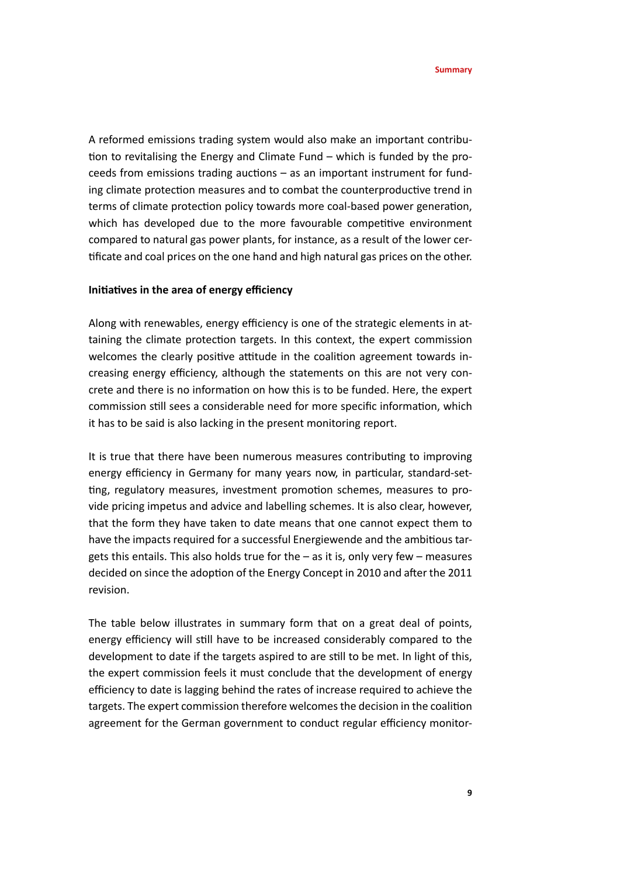A reformed emissions trading system would also make an important contribution to revitalising the Energy and Climate Fund – which is funded by the proceeds from emissions trading auctions – as an important instrument for funding climate protection measures and to combat the counterproductive trend in terms of climate protection policy towards more coal-based power generation, which has developed due to the more favourable competitive environment compared to natural gas power plants, for instance, as a result of the lower certificate and coal prices on the one hand and high natural gas prices on the other.

**Initiatives in the area of energy efficiency**

Along with renewables, energy efficiency is one of the strategic elements in attaining the climate protection targets. In this context, the expert commission welcomes the clearly positive attitude in the coalition agreement towards increasing energy efficiency, although the statements on this are not very concrete and there is no information on how this is to be funded. Here, the expert commission still sees a considerable need for more specific information, which it has to be said is also lacking in the present monitoring report.

It is true that there have been numerous measures contributing to improving energy efficiency in Germany for many years now, in particular, standard-setting, regulatory measures, investment promotion schemes, measures to provide pricing impetus and advice and labelling schemes. It is also clear, however, that the form they have taken to date means that one cannot expect them to have the impacts required for a successful Energiewende and the ambitious targets this entails. This also holds true for the – as it is, only very few – measures decided on since the adoption of the Energy Concept in 2010 and after the 2011 revision.

The table below illustrates in summary form that on a great deal of points, energy efficiency will still have to be increased considerably compared to the development to date if the targets aspired to are still to be met. In light of this, the expert commission feels it must conclude that the development of energy efficiency to date is lagging behind the rates of increase required to achieve the targets. The expert commission therefore welcomes the decision in the coalition agreement for the German government to conduct regular efficiency monitor-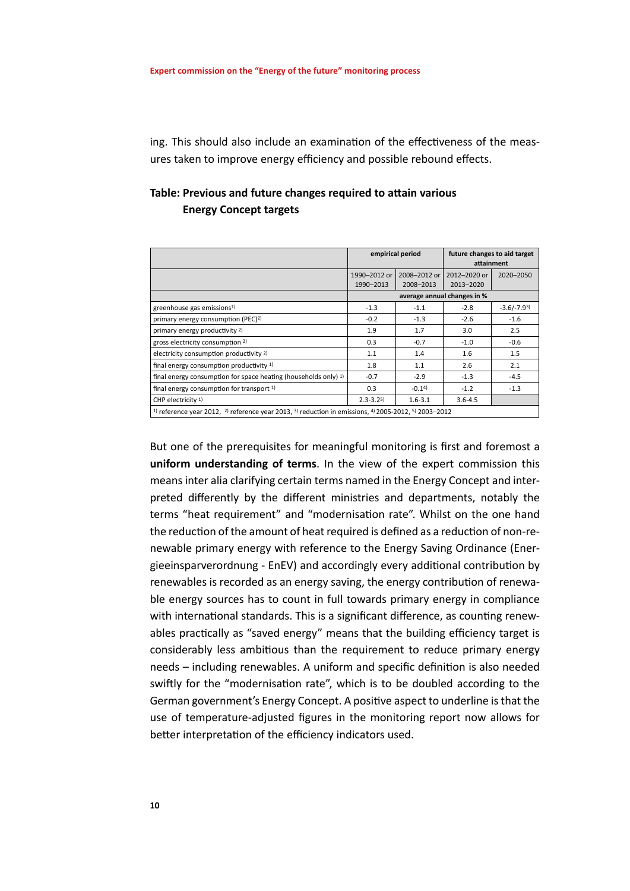ing. This should also include an examination of the effectiveness of the measures taken to improve energy efficiency and possible rebound effects.

**Table: Previous and future changes required to attain various Energy Concept targets**

| | empirical period | | future changes to aid target attainment | |
|---|---|---|---|---|
| | 1990–2012 or 1990–2013 | 2008–2012 or 2008–2013 | 2012–2020 or 2013–2020 | 2020–2050 |
| | average annual changes in % | | | |
| greenhouse gas emissions[1] | -1.3 | -1.1 | -2.8 | -3.6/-7.9[3] |
| primary energy consumption (PEC)[2] | -0.2 | -1.3 | -2.6 | -1.6 |
| primary energy productivity [2] | 1.9 | 1.7 | 3.0 | 2.5 |
| gross electricity consumption [2] | 0.3 | -0.7 | -1.0 | -0.6 |
| electricity consumption productivity [2] | 1.1 | 1.4 | 1.6 | 1.5 |
| final energy consumption productivity [1] | 1.8 | 1.1 | 2.6 | 2.1 |
| final energy consumption for space heating (households only) [1] | -0.7 | -2.9 | -1.3 | -4.5 |
| final energy consumption for transport [1] | 0.3 | -0.1[4] | -1.2 | -1.3 |
| CHP electricity [1] | 2.3-3.2[5] | 1.6-3.1 | 3.6-4.5 | |

[1] reference year 2012, [2] reference year 2013, [3] reduction in emissions, [4] 2005-2012, [5] 2003–2012

But one of the prerequisites for meaningful monitoring is first and foremost a **uniform understanding of terms**. In the view of the expert commission this means inter alia clarifying certain terms named in the Energy Concept and interpreted differently by the different ministries and departments, notably the terms "heat requirement" and "modernisation rate". Whilst on the one hand the reduction of the amount of heat required is defined as a reduction of non-renewable primary energy with reference to the Energy Saving Ordinance (Energieeinsparverordnung - EnEV) and accordingly every additional contribution by renewables is recorded as an energy saving, the energy contribution of renewable energy sources has to count in full towards primary energy in compliance with international standards. This is a significant difference, as counting renewables practically as "saved energy" means that the building efficiency target is considerably less ambitious than the requirement to reduce primary energy needs – including renewables. A uniform and specific definition is also needed swiftly for the "modernisation rate", which is to be doubled according to the German government's Energy Concept. A positive aspect to underline is that the use of temperature-adjusted figures in the monitoring report now allows for better interpretation of the efficiency indicators used.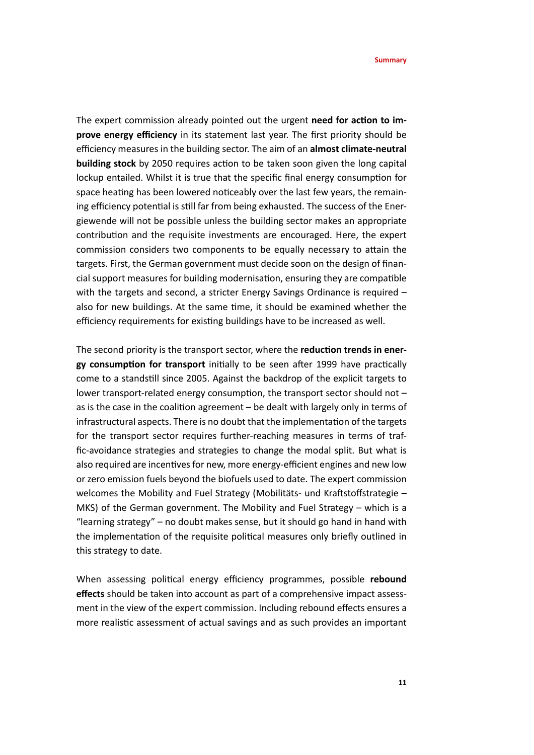The expert commission already pointed out the urgent **need for action to improve energy efficiency** in its statement last year. The first priority should be efficiency measures in the building sector. The aim of an **almost climate-neutral building stock** by 2050 requires action to be taken soon given the long capital lockup entailed. Whilst it is true that the specific final energy consumption for space heating has been lowered noticeably over the last few years, the remaining efficiency potential is still far from being exhausted. The success of the Energiewende will not be possible unless the building sector makes an appropriate contribution and the requisite investments are encouraged. Here, the expert commission considers two components to be equally necessary to attain the targets. First, the German government must decide soon on the design of financial support measures for building modernisation, ensuring they are compatible with the targets and second, a stricter Energy Savings Ordinance is required – also for new buildings. At the same time, it should be examined whether the efficiency requirements for existing buildings have to be increased as well.

The second priority is the transport sector, where the **reduction trends in energy consumption for transport** initially to be seen after 1999 have practically come to a standstill since 2005. Against the backdrop of the explicit targets to lower transport-related energy consumption, the transport sector should not – as is the case in the coalition agreement – be dealt with largely only in terms of infrastructural aspects. There is no doubt that the implementation of the targets for the transport sector requires further-reaching measures in terms of traffic-avoidance strategies and strategies to change the modal split. But what is also required are incentives for new, more energy-efficient engines and new low or zero emission fuels beyond the biofuels used to date. The expert commission welcomes the Mobility and Fuel Strategy (Mobilitäts- und Kraftstoffstrategie – MKS) of the German government. The Mobility and Fuel Strategy – which is a "learning strategy" – no doubt makes sense, but it should go hand in hand with the implementation of the requisite political measures only briefly outlined in this strategy to date.

When assessing political energy efficiency programmes, possible **rebound effects** should be taken into account as part of a comprehensive impact assessment in the view of the expert commission. Including rebound effects ensures a more realistic assessment of actual savings and as such provides an important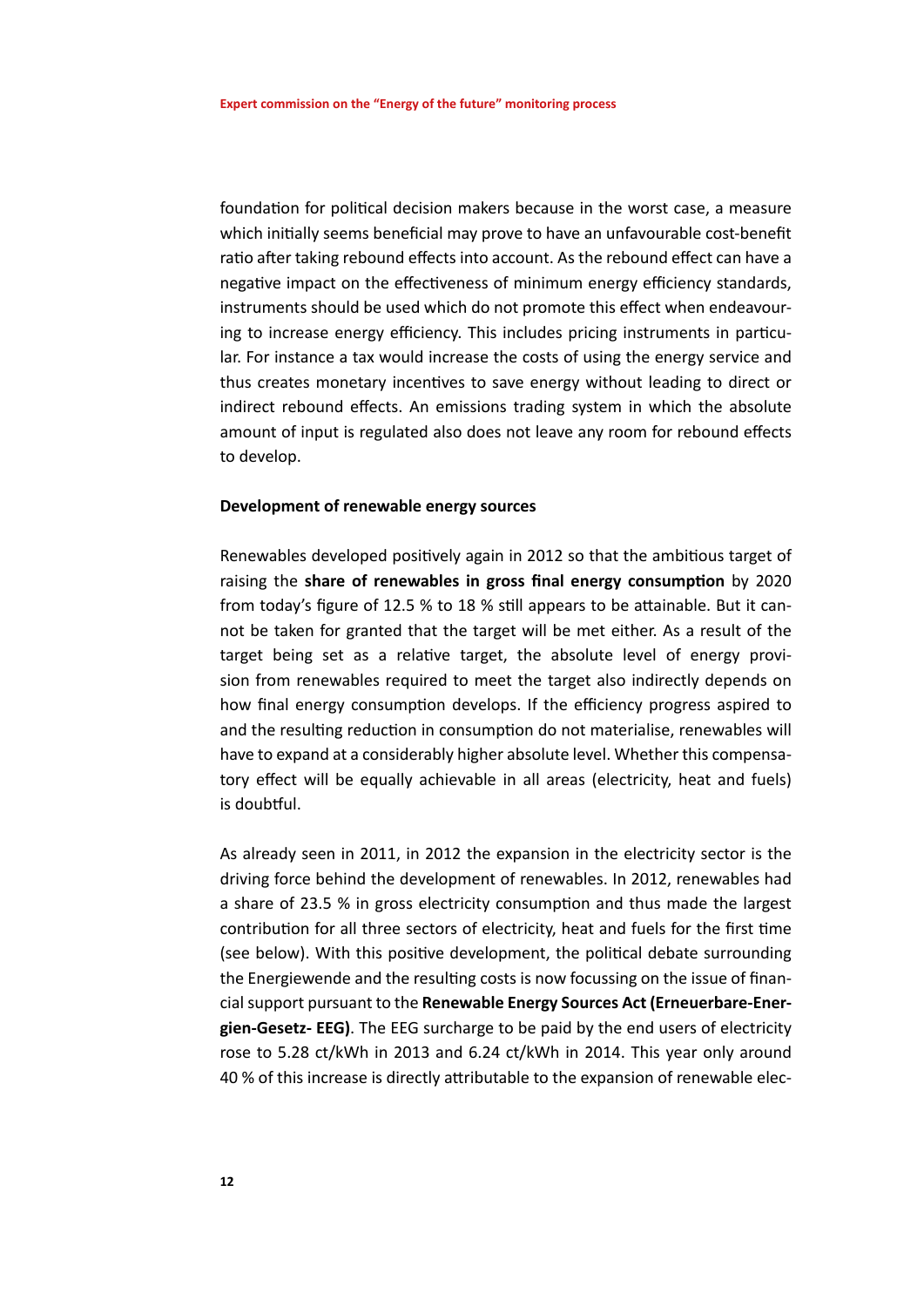foundation for political decision makers because in the worst case, a measure which initially seems beneficial may prove to have an unfavourable cost-benefit ratio after taking rebound effects into account. As the rebound effect can have a negative impact on the effectiveness of minimum energy efficiency standards, instruments should be used which do not promote this effect when endeavouring to increase energy efficiency. This includes pricing instruments in particular. For instance a tax would increase the costs of using the energy service and thus creates monetary incentives to save energy without leading to direct or indirect rebound effects. An emissions trading system in which the absolute amount of input is regulated also does not leave any room for rebound effects to develop.

**Development of renewable energy sources**

Renewables developed positively again in 2012 so that the ambitious target of raising the **share of renewables in gross final energy consumption** by 2020 from today's figure of 12.5 % to 18 % still appears to be attainable. But it cannot be taken for granted that the target will be met either. As a result of the target being set as a relative target, the absolute level of energy provision from renewables required to meet the target also indirectly depends on how final energy consumption develops. If the efficiency progress aspired to and the resulting reduction in consumption do not materialise, renewables will have to expand at a considerably higher absolute level. Whether this compensatory effect will be equally achievable in all areas (electricity, heat and fuels) is doubtful.

As already seen in 2011, in 2012 the expansion in the electricity sector is the driving force behind the development of renewables. In 2012, renewables had a share of 23.5 % in gross electricity consumption and thus made the largest contribution for all three sectors of electricity, heat and fuels for the first time (see below). With this positive development, the political debate surrounding the Energiewende and the resulting costs is now focussing on the issue of financial support pursuant to the **Renewable Energy Sources Act (Erneuerbare-Energien-Gesetz- EEG)**. The EEG surcharge to be paid by the end users of electricity rose to 5.28 ct/kWh in 2013 and 6.24 ct/kWh in 2014. This year only around 40 % of this increase is directly attributable to the expansion of renewable elec-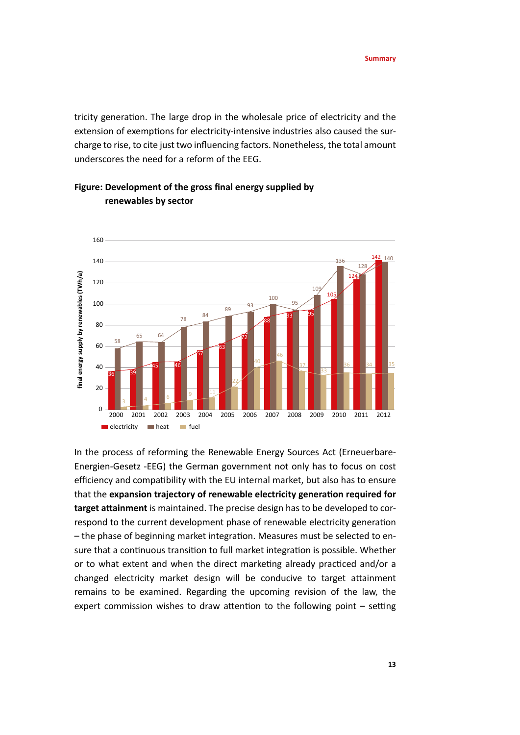tricity generation. The large drop in the wholesale price of electricity and the extension of exemptions for electricity-intensive industries also caused the surcharge to rise, to cite just two influencing factors. Nonetheless, the total amount underscores the need for a reform of the EEG.

**Figure: Development of the gross final energy supplied by renewables by sector**

| Year | electricity | heat | fuel |
|---|---|---|---|
| 2000 | 36 | 58 | 3 |
| 2001 | 39 | 65 | 4 |
| 2002 | 45 | 64 | 6 |
| 2003 | 46 | 78 | 9 |
| 2004 | 57 | 84 | 11 |
| 2005 | 63 | 89 | 22 |
| 2006 | 72 | 93 | 40 |
| 2007 | 88 | 100 | 46 |
| 2008 | 93 | 95 | 37 |
| 2009 | 95 | 109 | 33 |
| 2010 | 105 | 136 | 36 |
| 2011 | 124 | 128 | 34 |
| 2012 | 142 | 140 | 35 |

final energy supply by renewables (TWh/a)

In the process of reforming the Renewable Energy Sources Act (Erneuerbare-Energien-Gesetz -EEG) the German government not only has to focus on cost efficiency and compatibility with the EU internal market, but also has to ensure that the **expansion trajectory of renewable electricity generation required for target attainment** is maintained. The precise design has to be developed to correspond to the current development phase of renewable electricity generation – the phase of beginning market integration. Measures must be selected to ensure that a continuous transition to full market integration is possible. Whether or to what extent and when the direct marketing already practiced and/or a changed electricity market design will be conducive to target attainment remains to be examined. Regarding the upcoming revision of the law, the expert commission wishes to draw attention to the following point – setting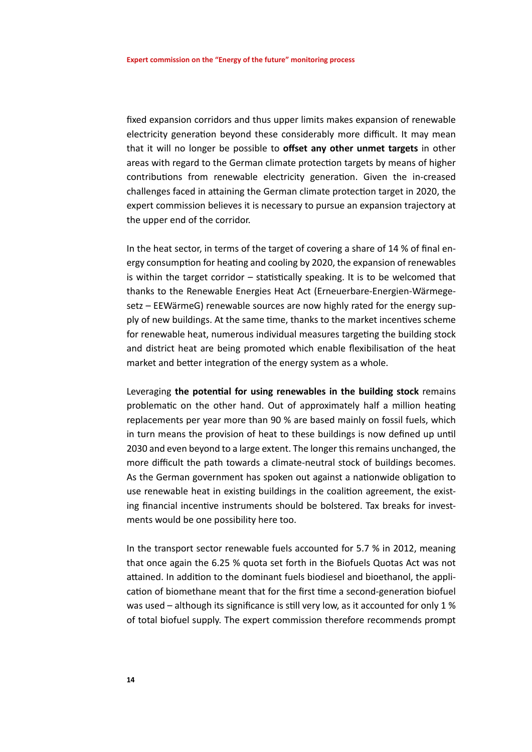fixed expansion corridors and thus upper limits makes expansion of renewable electricity generation beyond these considerably more difficult. It may mean that it will no longer be possible to **offset any other unmet targets** in other areas with regard to the German climate protection targets by means of higher contributions from renewable electricity generation. Given the in-creased challenges faced in attaining the German climate protection target in 2020, the expert commission believes it is necessary to pursue an expansion trajectory at the upper end of the corridor.

In the heat sector, in terms of the target of covering a share of 14 % of final energy consumption for heating and cooling by 2020, the expansion of renewables is within the target corridor – statistically speaking. It is to be welcomed that thanks to the Renewable Energies Heat Act (Erneuerbare-Energien-Wärmegesetz – EEWärmeG) renewable sources are now highly rated for the energy supply of new buildings. At the same time, thanks to the market incentives scheme for renewable heat, numerous individual measures targeting the building stock and district heat are being promoted which enable flexibilisation of the heat market and better integration of the energy system as a whole.

Leveraging **the potential for using renewables in the building stock** remains problematic on the other hand. Out of approximately half a million heating replacements per year more than 90 % are based mainly on fossil fuels, which in turn means the provision of heat to these buildings is now defined up until 2030 and even beyond to a large extent. The longer this remains unchanged, the more difficult the path towards a climate-neutral stock of buildings becomes. As the German government has spoken out against a nationwide obligation to use renewable heat in existing buildings in the coalition agreement, the existing financial incentive instruments should be bolstered. Tax breaks for investments would be one possibility here too.

In the transport sector renewable fuels accounted for 5.7 % in 2012, meaning that once again the 6.25 % quota set forth in the Biofuels Quotas Act was not attained. In addition to the dominant fuels biodiesel and bioethanol, the application of biomethane meant that for the first time a second-generation biofuel was used – although its significance is still very low, as it accounted for only 1 % of total biofuel supply. The expert commission therefore recommends prompt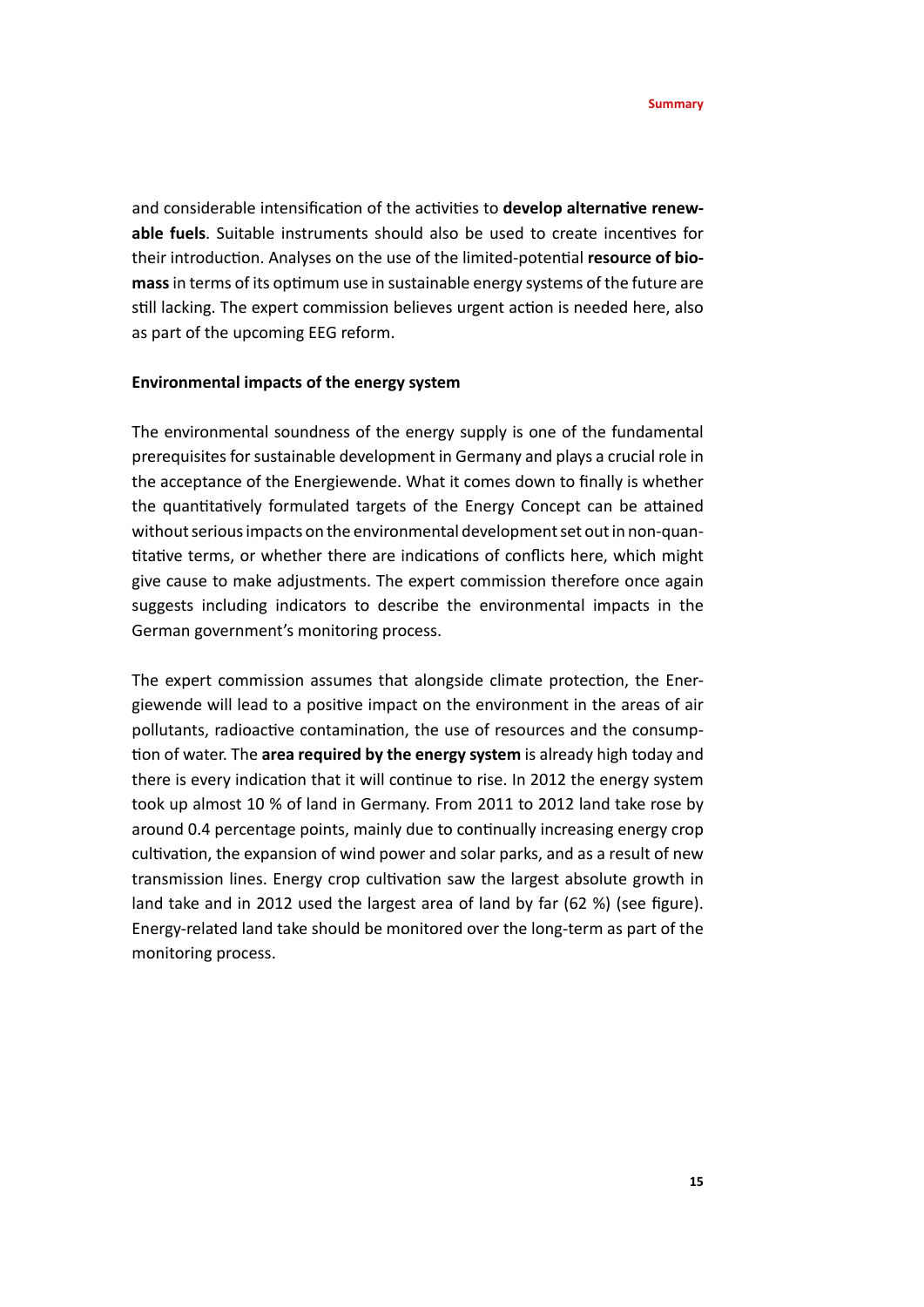and considerable intensification of the activities to **develop alternative renewable fuels**. Suitable instruments should also be used to create incentives for their introduction. Analyses on the use of the limited-potential **resource of biomass** in terms of its optimum use in sustainable energy systems of the future are still lacking. The expert commission believes urgent action is needed here, also as part of the upcoming EEG reform.

**Environmental impacts of the energy system**

The environmental soundness of the energy supply is one of the fundamental prerequisites for sustainable development in Germany and plays a crucial role in the acceptance of the Energiewende. What it comes down to finally is whether the quantitatively formulated targets of the Energy Concept can be attained without serious impacts on the environmental development set out in non-quantitative terms, or whether there are indications of conflicts here, which might give cause to make adjustments. The expert commission therefore once again suggests including indicators to describe the environmental impacts in the German government's monitoring process.

The expert commission assumes that alongside climate protection, the Energiewende will lead to a positive impact on the environment in the areas of air pollutants, radioactive contamination, the use of resources and the consumption of water. The **area required by the energy system** is already high today and there is every indication that it will continue to rise. In 2012 the energy system took up almost 10 % of land in Germany. From 2011 to 2012 land take rose by around 0.4 percentage points, mainly due to continually increasing energy crop cultivation, the expansion of wind power and solar parks, and as a result of new transmission lines. Energy crop cultivation saw the largest absolute growth in land take and in 2012 used the largest area of land by far (62 %) (see figure). Energy-related land take should be monitored over the long-term as part of the monitoring process.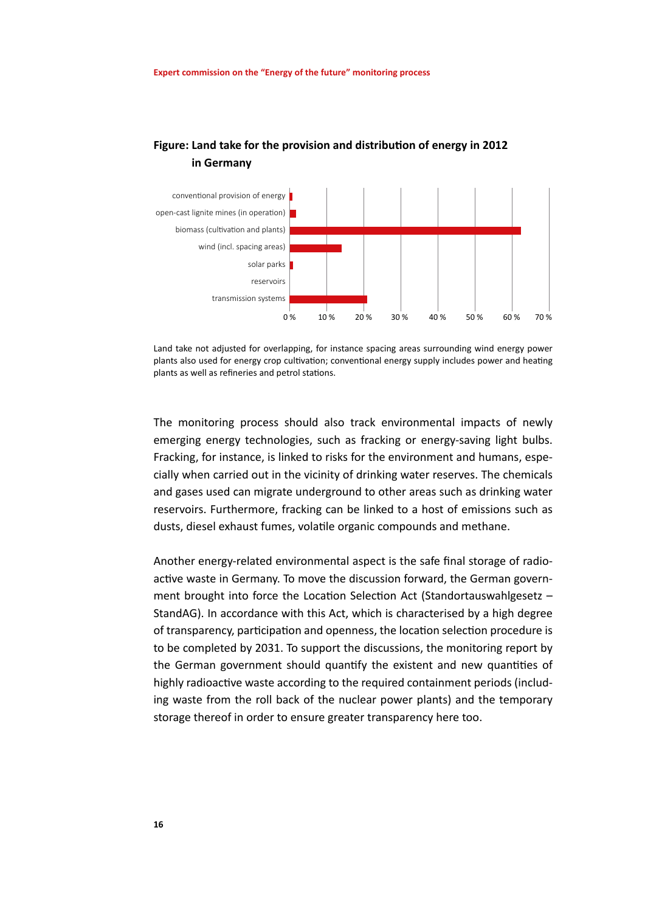**Figure: Land take for the provision and distribution of energy in 2012 in Germany**

| Category | Share |
|---|---|
| conventional provision of energy | ~1 % |
| open-cast lignite mines (in operation) | ~2 % |
| biomass (cultivation and plants) | ~62 % |
| wind (incl. spacing areas) | ~14 % |
| solar parks | ~1 % |
| reservoirs | ~0 % |
| transmission systems | ~21 % |

Land take not adjusted for overlapping, for instance spacing areas surrounding wind energy power plants also used for energy crop cultivation; conventional energy supply includes power and heating plants as well as refineries and petrol stations.

The monitoring process should also track environmental impacts of newly emerging energy technologies, such as fracking or energy-saving light bulbs. Fracking, for instance, is linked to risks for the environment and humans, especially when carried out in the vicinity of drinking water reserves. The chemicals and gases used can migrate underground to other areas such as drinking water reservoirs. Furthermore, fracking can be linked to a host of emissions such as dusts, diesel exhaust fumes, volatile organic compounds and methane.

Another energy-related environmental aspect is the safe final storage of radioactive waste in Germany. To move the discussion forward, the German government brought into force the Location Selection Act (Standortauswahlgesetz – StandAG). In accordance with this Act, which is characterised by a high degree of transparency, participation and openness, the location selection procedure is to be completed by 2031. To support the discussions, the monitoring report by the German government should quantify the existent and new quantities of highly radioactive waste according to the required containment periods (including waste from the roll back of the nuclear power plants) and the temporary storage thereof in order to ensure greater transparency here too.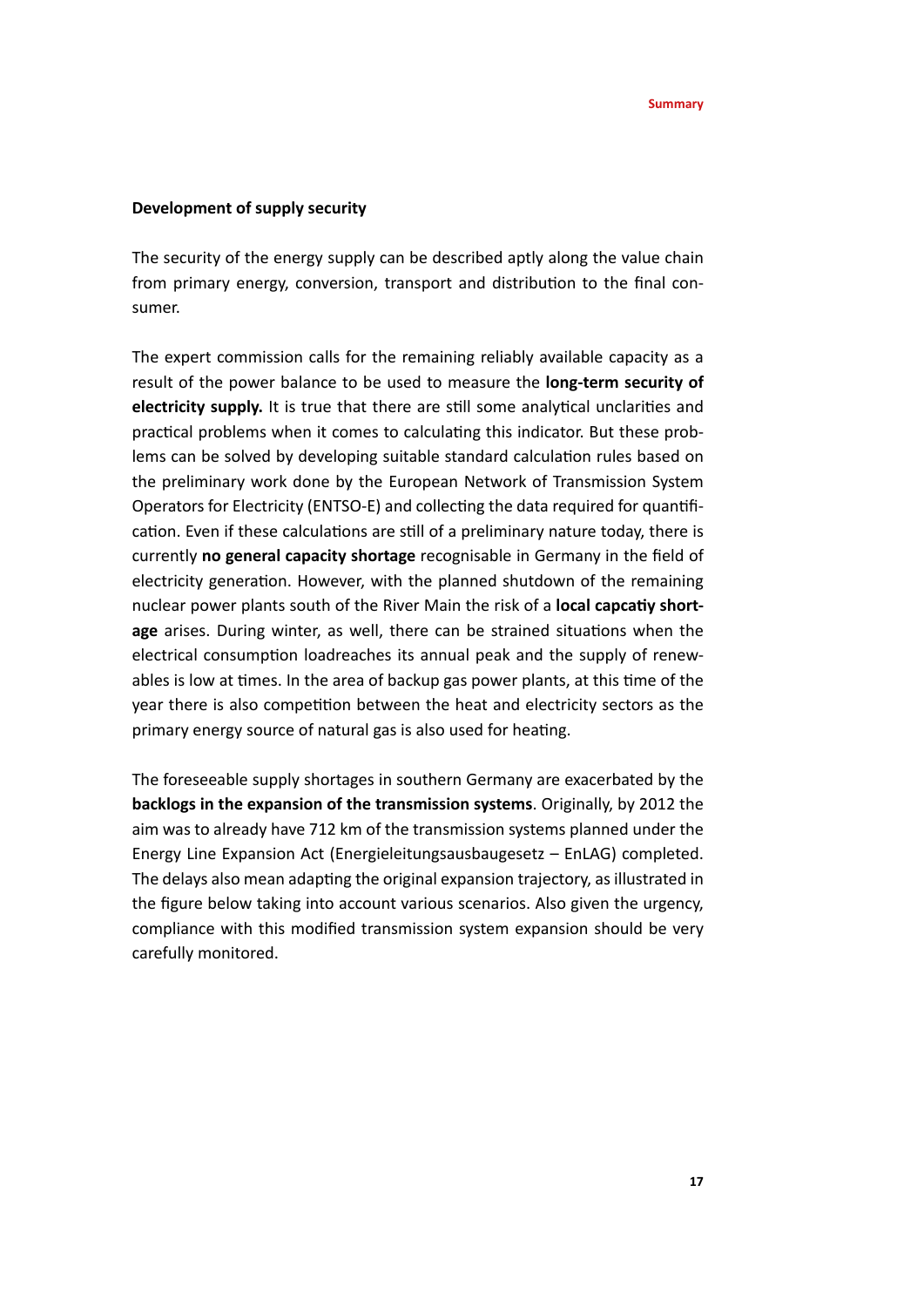### Development of supply security

The security of the energy supply can be described aptly along the value chain from primary energy, conversion, transport and distribution to the final consumer.

The expert commission calls for the remaining reliably available capacity as a result of the power balance to be used to measure the **long-term security of electricity supply.** It is true that there are still some analytical unclarities and practical problems when it comes to calculating this indicator. But these problems can be solved by developing suitable standard calculation rules based on the preliminary work done by the European Network of Transmission System Operators for Electricity (ENTSO-E) and collecting the data required for quantification. Even if these calculations are still of a preliminary nature today, there is currently **no general capacity shortage** recognisable in Germany in the field of electricity generation. However, with the planned shutdown of the remaining nuclear power plants south of the River Main the risk of a **local capcatiy shortage** arises. During winter, as well, there can be strained situations when the electrical consumption loadreaches its annual peak and the supply of renewables is low at times. In the area of backup gas power plants, at this time of the year there is also competition between the heat and electricity sectors as the primary energy source of natural gas is also used for heating.

The foreseeable supply shortages in southern Germany are exacerbated by the **backlogs in the expansion of the transmission systems**. Originally, by 2012 the aim was to already have 712 km of the transmission systems planned under the Energy Line Expansion Act (Energieleitungsausbaugesetz – EnLAG) completed. The delays also mean adapting the original expansion trajectory, as illustrated in the figure below taking into account various scenarios. Also given the urgency, compliance with this modified transmission system expansion should be very carefully monitored.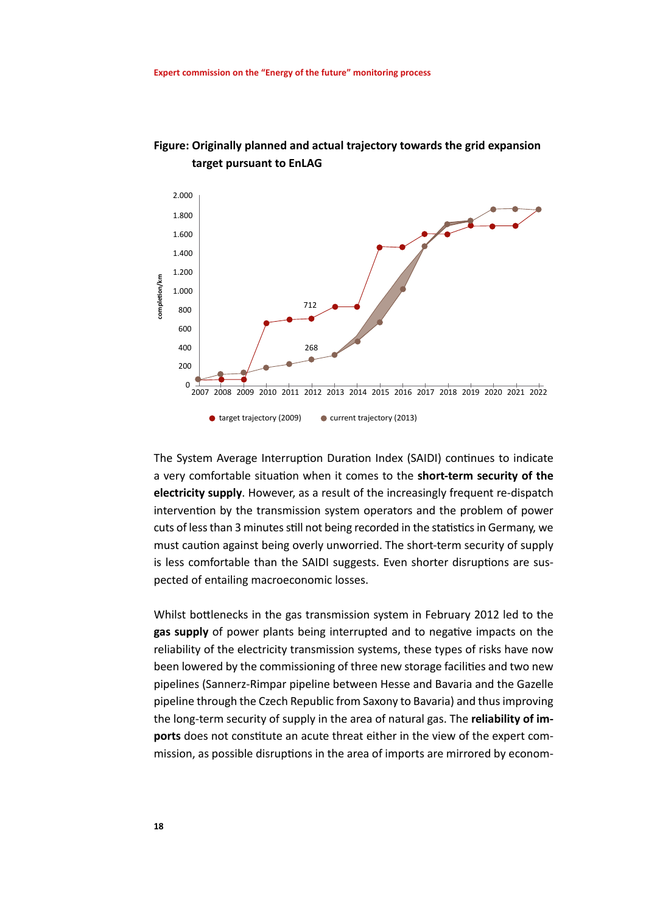**Figure: Originally planned and actual trajectory towards the grid expansion target pursuant to EnLAG**

The System Average Interruption Duration Index (SAIDI) continues to indicate a very comfortable situation when it comes to the **short-term security of the electricity supply**. However, as a result of the increasingly frequent re-dispatch intervention by the transmission system operators and the problem of power cuts of less than 3 minutes still not being recorded in the statistics in Germany, we must caution against being overly unworried. The short-term security of supply is less comfortable than the SAIDI suggests. Even shorter disruptions are suspected of entailing macroeconomic losses.

Whilst bottlenecks in the gas transmission system in February 2012 led to the **gas supply** of power plants being interrupted and to negative impacts on the reliability of the electricity transmission systems, these types of risks have now been lowered by the commissioning of three new storage facilities and two new pipelines (Sannerz-Rimpar pipeline between Hesse and Bavaria and the Gazelle pipeline through the Czech Republic from Saxony to Bavaria) and thus improving the long-term security of supply in the area of natural gas. The **reliability of imports** does not constitute an acute threat either in the view of the expert commission, as possible disruptions in the area of imports are mirrored by econom-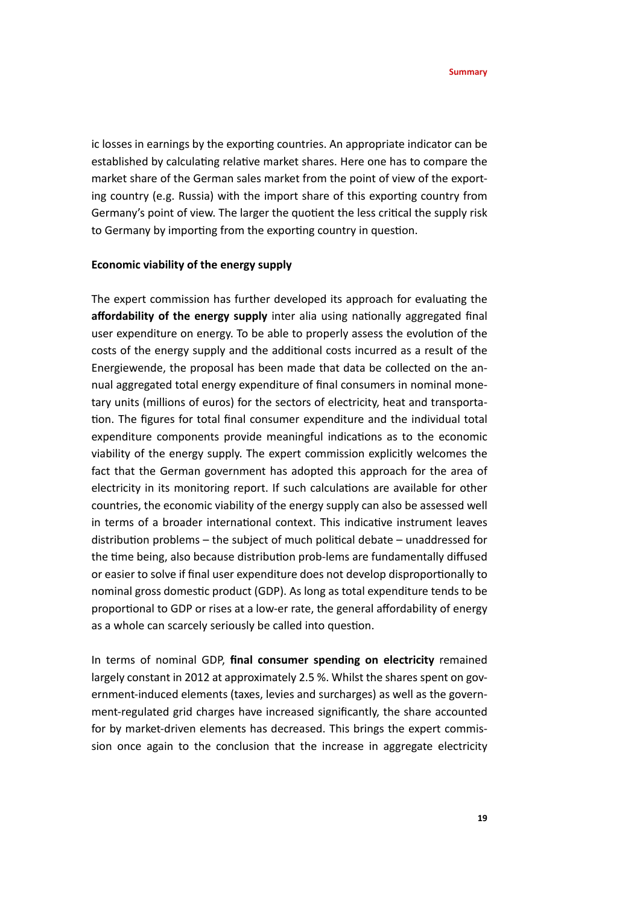ic losses in earnings by the exporting countries. An appropriate indicator can be established by calculating relative market shares. Here one has to compare the market share of the German sales market from the point of view of the exporting country (e.g. Russia) with the import share of this exporting country from Germany's point of view. The larger the quotient the less critical the supply risk to Germany by importing from the exporting country in question.

**Economic viability of the energy supply**

The expert commission has further developed its approach for evaluating the **affordability of the energy supply** inter alia using nationally aggregated final user expenditure on energy. To be able to properly assess the evolution of the costs of the energy supply and the additional costs incurred as a result of the Energiewende, the proposal has been made that data be collected on the annual aggregated total energy expenditure of final consumers in nominal monetary units (millions of euros) for the sectors of electricity, heat and transportation. The figures for total final consumer expenditure and the individual total expenditure components provide meaningful indications as to the economic viability of the energy supply. The expert commission explicitly welcomes the fact that the German government has adopted this approach for the area of electricity in its monitoring report. If such calculations are available for other countries, the economic viability of the energy supply can also be assessed well in terms of a broader international context. This indicative instrument leaves distribution problems – the subject of much political debate – unaddressed for the time being, also because distribution prob-lems are fundamentally diffused or easier to solve if final user expenditure does not develop disproportionally to nominal gross domestic product (GDP). As long as total expenditure tends to be proportional to GDP or rises at a low-er rate, the general affordability of energy as a whole can scarcely seriously be called into question.

In terms of nominal GDP, **final consumer spending on electricity** remained largely constant in 2012 at approximately 2.5 %. Whilst the shares spent on government-induced elements (taxes, levies and surcharges) as well as the government-regulated grid charges have increased significantly, the share accounted for by market-driven elements has decreased. This brings the expert commission once again to the conclusion that the increase in aggregate electricity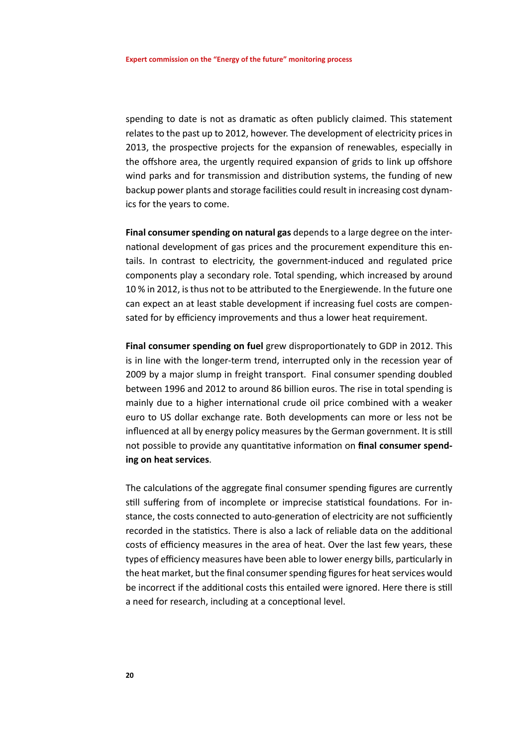spending to date is not as dramatic as often publicly claimed. This statement relates to the past up to 2012, however. The development of electricity prices in 2013, the prospective projects for the expansion of renewables, especially in the offshore area, the urgently required expansion of grids to link up offshore wind parks and for transmission and distribution systems, the funding of new backup power plants and storage facilities could result in increasing cost dynamics for the years to come.

**Final consumer spending on natural gas** depends to a large degree on the international development of gas prices and the procurement expenditure this entails. In contrast to electricity, the government-induced and regulated price components play a secondary role. Total spending, which increased by around 10 % in 2012, is thus not to be attributed to the Energiewende. In the future one can expect an at least stable development if increasing fuel costs are compensated for by efficiency improvements and thus a lower heat requirement.

**Final consumer spending on fuel** grew disproportionately to GDP in 2012. This is in line with the longer-term trend, interrupted only in the recession year of 2009 by a major slump in freight transport. Final consumer spending doubled between 1996 and 2012 to around 86 billion euros. The rise in total spending is mainly due to a higher international crude oil price combined with a weaker euro to US dollar exchange rate. Both developments can more or less not be influenced at all by energy policy measures by the German government. It is still not possible to provide any quantitative information on **final consumer spending on heat services**.

The calculations of the aggregate final consumer spending figures are currently still suffering from of incomplete or imprecise statistical foundations. For instance, the costs connected to auto-generation of electricity are not sufficiently recorded in the statistics. There is also a lack of reliable data on the additional costs of efficiency measures in the area of heat. Over the last few years, these types of efficiency measures have been able to lower energy bills, particularly in the heat market, but the final consumer spending figures for heat services would be incorrect if the additional costs this entailed were ignored. Here there is still a need for research, including at a conceptional level.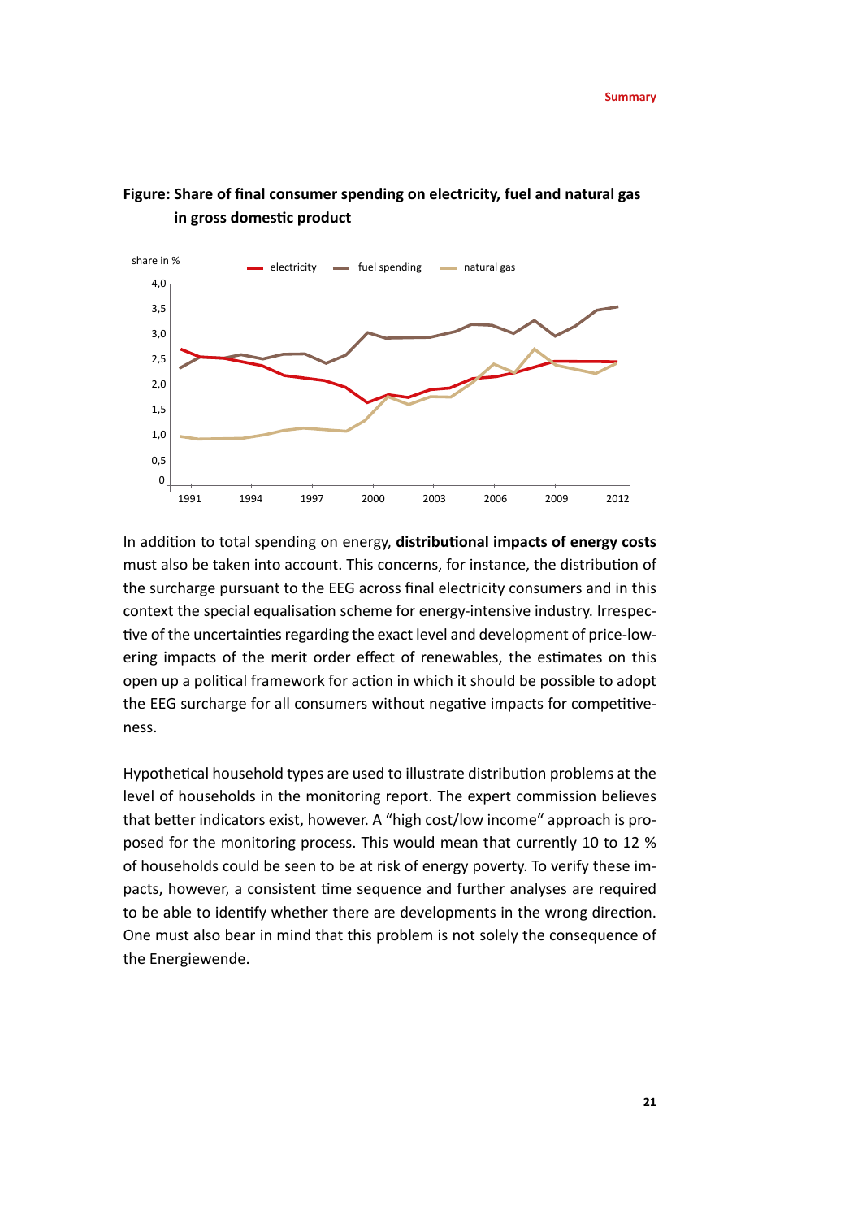**Figure: Share of final consumer spending on electricity, fuel and natural gas in gross domestic product**

In addition to total spending on energy, **distributional impacts of energy costs** must also be taken into account. This concerns, for instance, the distribution of the surcharge pursuant to the EEG across final electricity consumers and in this context the special equalisation scheme for energy-intensive industry. Irrespective of the uncertainties regarding the exact level and development of price-lowering impacts of the merit order effect of renewables, the estimates on this open up a political framework for action in which it should be possible to adopt the EEG surcharge for all consumers without negative impacts for competitiveness.

Hypothetical household types are used to illustrate distribution problems at the level of households in the monitoring report. The expert commission believes that better indicators exist, however. A "high cost/low income" approach is proposed for the monitoring process. This would mean that currently 10 to 12 % of households could be seen to be at risk of energy poverty. To verify these impacts, however, a consistent time sequence and further analyses are required to be able to identify whether there are developments in the wrong direction. One must also bear in mind that this problem is not solely the consequence of the Energiewende.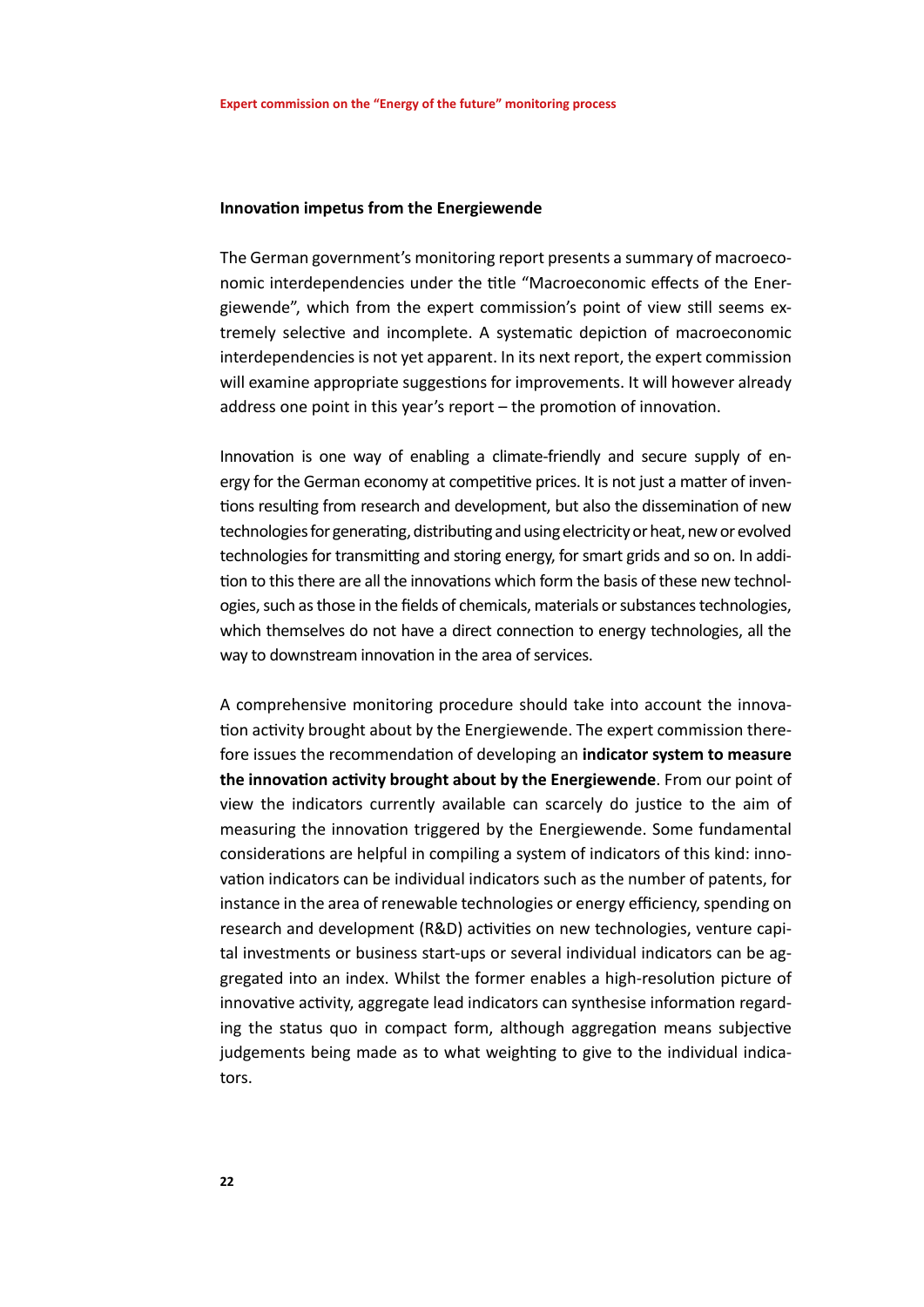### Innovation impetus from the Energiewende

The German government's monitoring report presents a summary of macroeconomic interdependencies under the title "Macroeconomic effects of the Energiewende", which from the expert commission's point of view still seems extremely selective and incomplete. A systematic depiction of macroeconomic interdependencies is not yet apparent. In its next report, the expert commission will examine appropriate suggestions for improvements. It will however already address one point in this year's report – the promotion of innovation.

Innovation is one way of enabling a climate-friendly and secure supply of energy for the German economy at competitive prices. It is not just a matter of inventions resulting from research and development, but also the dissemination of new technologies for generating, distributing and using electricity or heat, new or evolved technologies for transmitting and storing energy, for smart grids and so on. In addition to this there are all the innovations which form the basis of these new technologies, such as those in the fields of chemicals, materials or substances technologies, which themselves do not have a direct connection to energy technologies, all the way to downstream innovation in the area of services.

A comprehensive monitoring procedure should take into account the innovation activity brought about by the Energiewende. The expert commission therefore issues the recommendation of developing an **indicator system to measure the innovation activity brought about by the Energiewende**. From our point of view the indicators currently available can scarcely do justice to the aim of measuring the innovation triggered by the Energiewende. Some fundamental considerations are helpful in compiling a system of indicators of this kind: innovation indicators can be individual indicators such as the number of patents, for instance in the area of renewable technologies or energy efficiency, spending on research and development (R&D) activities on new technologies, venture capital investments or business start-ups or several individual indicators can be aggregated into an index. Whilst the former enables a high-resolution picture of innovative activity, aggregate lead indicators can synthesise information regarding the status quo in compact form, although aggregation means subjective judgements being made as to what weighting to give to the individual indicators.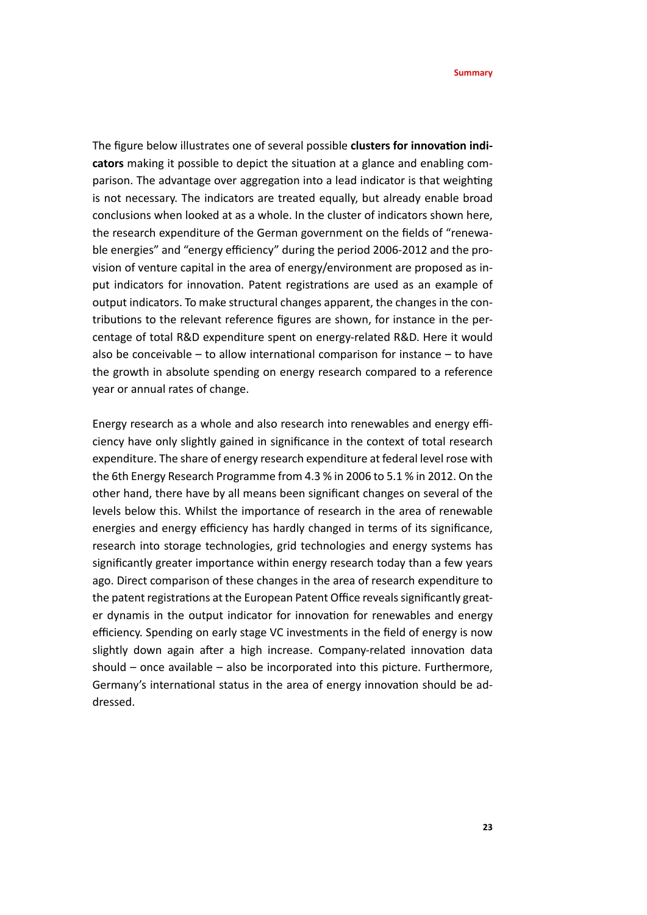The figure below illustrates one of several possible **clusters for innovation indicators** making it possible to depict the situation at a glance and enabling comparison. The advantage over aggregation into a lead indicator is that weighting is not necessary. The indicators are treated equally, but already enable broad conclusions when looked at as a whole. In the cluster of indicators shown here, the research expenditure of the German government on the fields of "renewable energies" and "energy efficiency" during the period 2006-2012 and the provision of venture capital in the area of energy/environment are proposed as input indicators for innovation. Patent registrations are used as an example of output indicators. To make structural changes apparent, the changes in the contributions to the relevant reference figures are shown, for instance in the percentage of total R&D expenditure spent on energy-related R&D. Here it would also be conceivable – to allow international comparison for instance – to have the growth in absolute spending on energy research compared to a reference year or annual rates of change.

Energy research as a whole and also research into renewables and energy efficiency have only slightly gained in significance in the context of total research expenditure. The share of energy research expenditure at federal level rose with the 6th Energy Research Programme from 4.3 % in 2006 to 5.1 % in 2012. On the other hand, there have by all means been significant changes on several of the levels below this. Whilst the importance of research in the area of renewable energies and energy efficiency has hardly changed in terms of its significance, research into storage technologies, grid technologies and energy systems has significantly greater importance within energy research today than a few years ago. Direct comparison of these changes in the area of research expenditure to the patent registrations at the European Patent Office reveals significantly greater dynamis in the output indicator for innovation for renewables and energy efficiency. Spending on early stage VC investments in the field of energy is now slightly down again after a high increase. Company-related innovation data should – once available – also be incorporated into this picture. Furthermore, Germany's international status in the area of energy innovation should be addressed.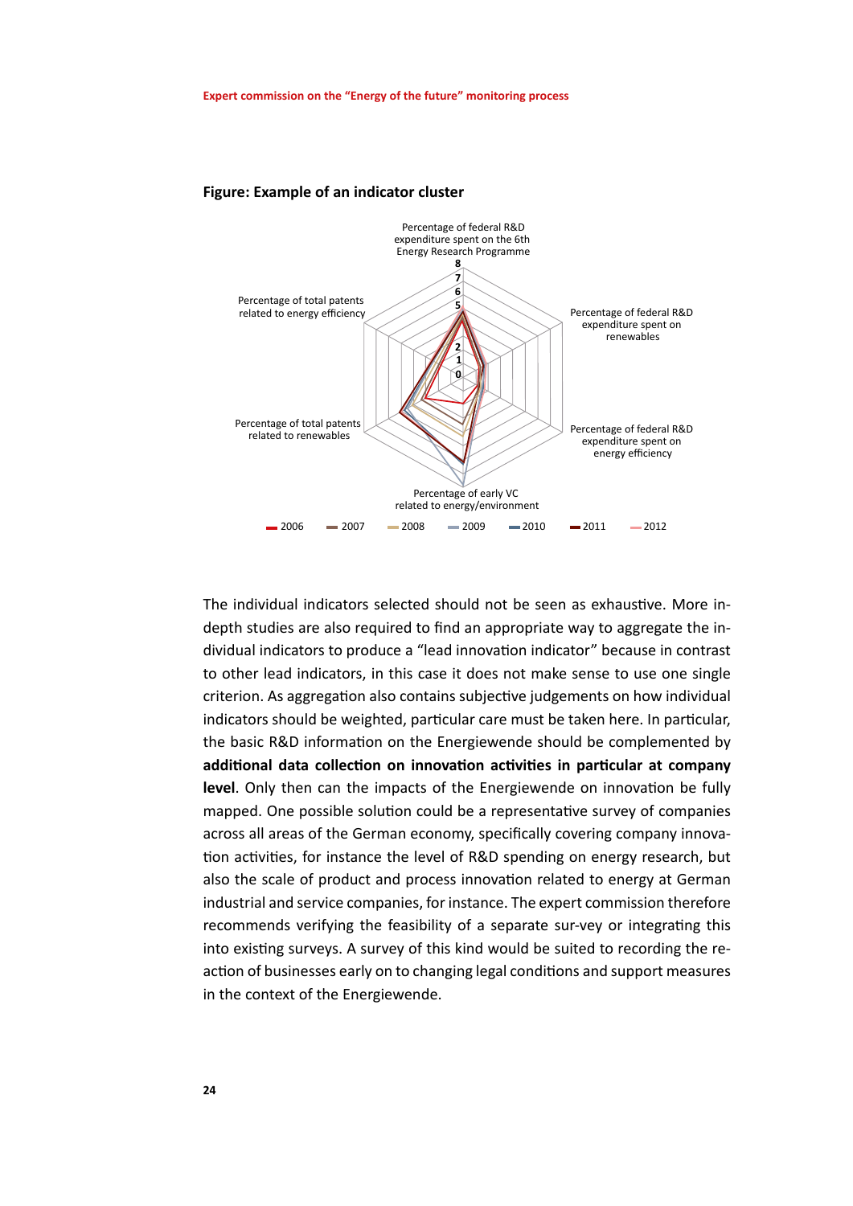**Figure: Example of an indicator cluster**

Percentage of federal R&D expenditure spent on the 6th Energy Research Programme

8
7
6
5
2
1
0

Percentage of federal R&D expenditure spent on renewables

Percentage of federal R&D expenditure spent on energy efficiency

Percentage of early VC related to energy/environment

Percentage of total patents related to renewables

Percentage of total patents related to energy efficiency

2006 2007 2008 2009 2010 2011 2012

The individual indicators selected should not be seen as exhaustive. More in-depth studies are also required to find an appropriate way to aggregate the individual indicators to produce a "lead innovation indicator" because in contrast to other lead indicators, in this case it does not make sense to use one single criterion. As aggregation also contains subjective judgements on how individual indicators should be weighted, particular care must be taken here. In particular, the basic R&D information on the Energiewende should be complemented by **additional data collection on innovation activities in particular at company level**. Only then can the impacts of the Energiewende on innovation be fully mapped. One possible solution could be a representative survey of companies across all areas of the German economy, specifically covering company innovation activities, for instance the level of R&D spending on energy research, but also the scale of product and process innovation related to energy at German industrial and service companies, for instance. The expert commission therefore recommends verifying the feasibility of a separate sur-vey or integrating this into existing surveys. A survey of this kind would be suited to recording the reaction of businesses early on to changing legal conditions and support measures in the context of the Energiewende.